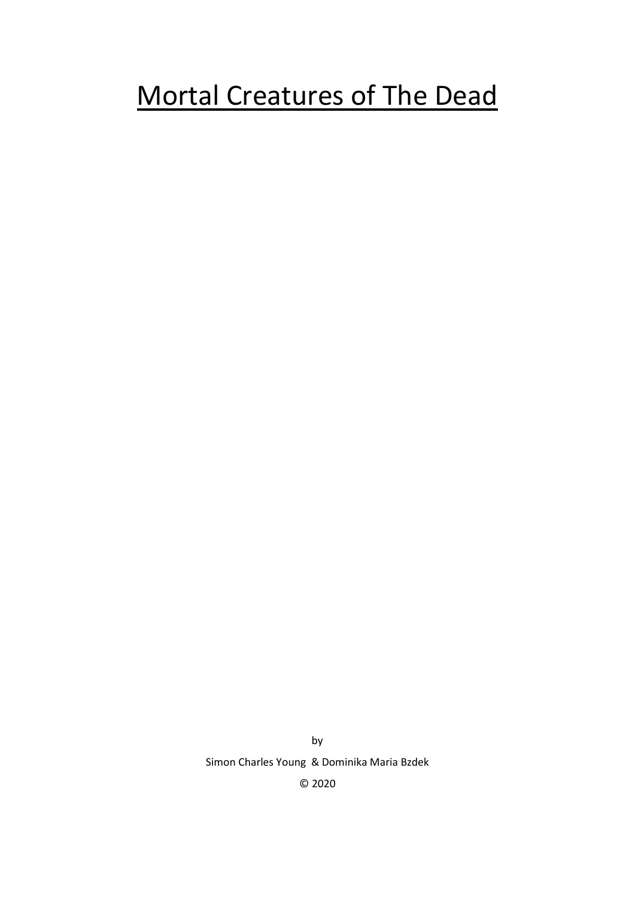# Mortal Creatures of The Dead

by

Simon Charles Young & Dominika Maria Bzdek

© 2020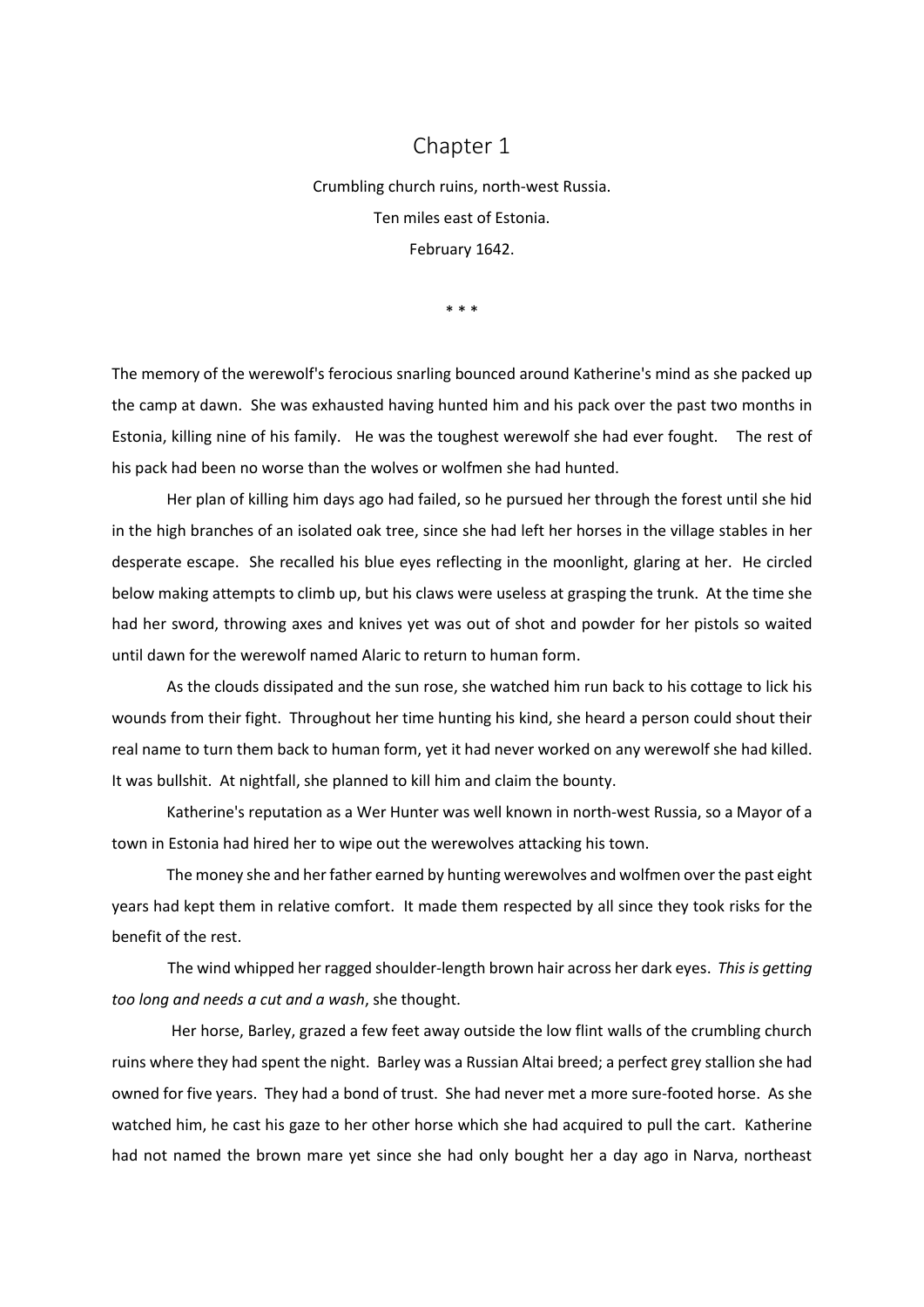# Chapter 1

Crumbling church ruins, north-west Russia.

Ten miles east of Estonia.

February 1642.

\* \* \*

The memory of the werewolf's ferocious snarling bounced around Katherine's mind as she packed up the camp at dawn. She was exhausted having hunted him and his pack over the past two months in Estonia, killing nine of his family. He was the toughest werewolf she had ever fought. The rest of his pack had been no worse than the wolves or wolfmen she had hunted.

Her plan of killing him days ago had failed, so he pursued her through the forest until she hid in the high branches of an isolated oak tree, since she had left her horses in the village stables in her desperate escape. She recalled his blue eyes reflecting in the moonlight, glaring at her. He circled below making attempts to climb up, but his claws were useless at grasping the trunk. At the time she had her sword, throwing axes and knives yet was out of shot and powder for her pistols so waited until dawn for the werewolf named Alaric to return to human form.

As the clouds dissipated and the sun rose, she watched him run back to his cottage to lick his wounds from their fight. Throughout her time hunting his kind, she heard a person could shout their real name to turn them back to human form, yet it had never worked on any werewolf she had killed. It was bullshit. At nightfall, she planned to kill him and claim the bounty.

Katherine's reputation as a Wer Hunter was well known in north-west Russia, so a Mayor of a town in Estonia had hired her to wipe out the werewolves attacking his town.

The money she and her father earned by hunting werewolves and wolfmen over the past eight years had kept them in relative comfort. It made them respected by all since they took risks for the benefit of the rest.

The wind whipped her ragged shoulder-length brown hair across her dark eyes. *This is getting too long and needs a cut and a wash*, she thought.

Her horse, Barley, grazed a few feet away outside the low flint walls of the crumbling church ruins where they had spent the night. Barley was a Russian Altai breed; a perfect grey stallion she had owned for five years. They had a bond of trust. She had never met a more sure-footed horse. As she watched him, he cast his gaze to her other horse which she had acquired to pull the cart. Katherine had not named the brown mare yet since she had only bought her a day ago in Narva, northeast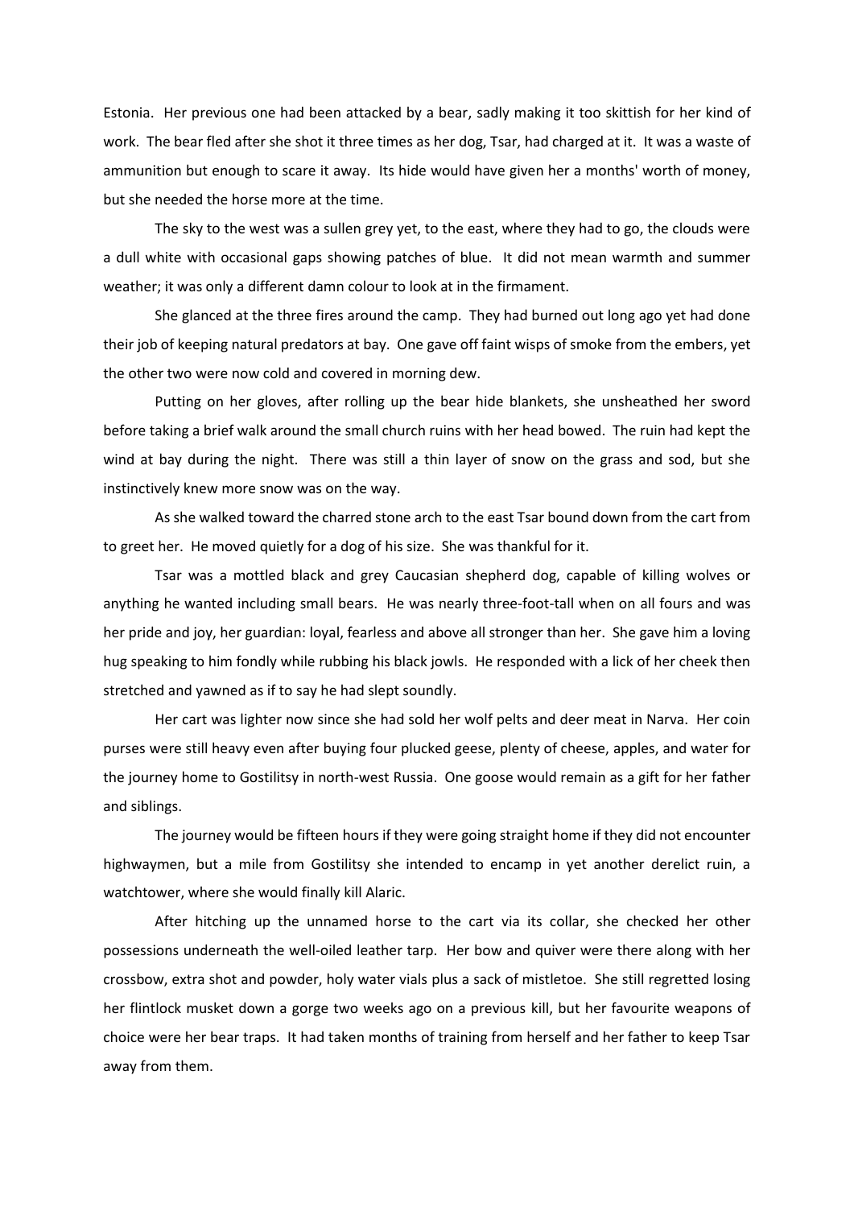Estonia. Her previous one had been attacked by a bear, sadly making it too skittish for her kind of work. The bear fled after she shot it three times as her dog, Tsar, had charged at it. It was a waste of ammunition but enough to scare it away. Its hide would have given her a months' worth of money, but she needed the horse more at the time.

The sky to the west was a sullen grey yet, to the east, where they had to go, the clouds were a dull white with occasional gaps showing patches of blue. It did not mean warmth and summer weather; it was only a different damn colour to look at in the firmament.

She glanced at the three fires around the camp. They had burned out long ago yet had done their job of keeping natural predators at bay. One gave off faint wisps of smoke from the embers, yet the other two were now cold and covered in morning dew.

Putting on her gloves, after rolling up the bear hide blankets, she unsheathed her sword before taking a brief walk around the small church ruins with her head bowed. The ruin had kept the wind at bay during the night. There was still a thin layer of snow on the grass and sod, but she instinctively knew more snow was on the way.

As she walked toward the charred stone arch to the east Tsar bound down from the cart from to greet her. He moved quietly for a dog of his size. She was thankful for it.

Tsar was a mottled black and grey Caucasian shepherd dog, capable of killing wolves or anything he wanted including small bears. He was nearly three-foot-tall when on all fours and was her pride and joy, her guardian: loyal, fearless and above all stronger than her. She gave him a loving hug speaking to him fondly while rubbing his black jowls. He responded with a lick of her cheek then stretched and yawned as if to say he had slept soundly.

Her cart was lighter now since she had sold her wolf pelts and deer meat in Narva. Her coin purses were still heavy even after buying four plucked geese, plenty of cheese, apples, and water for the journey home to Gostilitsy in north-west Russia. One goose would remain as a gift for her father and siblings.

The journey would be fifteen hours if they were going straight home if they did not encounter highwaymen, but a mile from Gostilitsy she intended to encamp in yet another derelict ruin, a watchtower, where she would finally kill Alaric.

After hitching up the unnamed horse to the cart via its collar, she checked her other possessions underneath the well-oiled leather tarp. Her bow and quiver were there along with her crossbow, extra shot and powder, holy water vials plus a sack of mistletoe. She still regretted losing her flintlock musket down a gorge two weeks ago on a previous kill, but her favourite weapons of choice were her bear traps. It had taken months of training from herself and her father to keep Tsar away from them.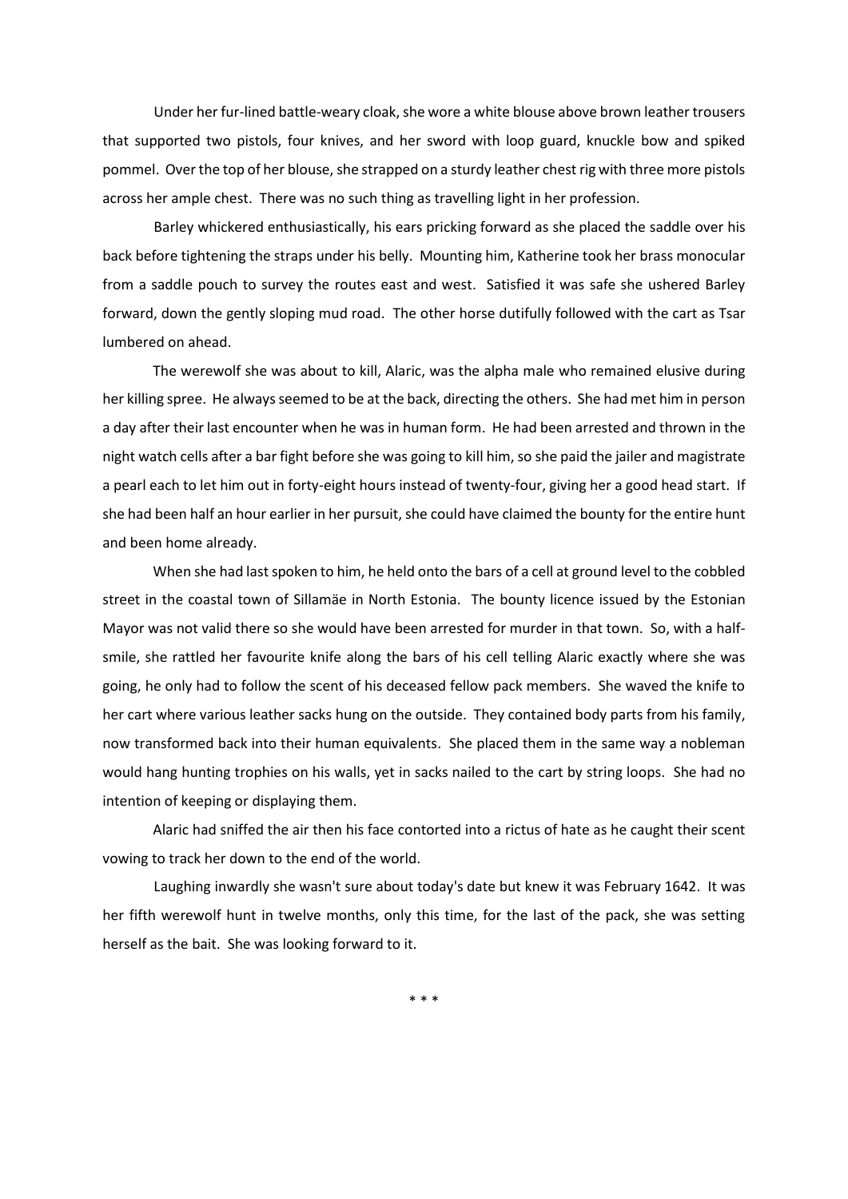Under her fur-lined battle-weary cloak, she wore a white blouse above brown leather trousers that supported two pistols, four knives, and her sword with loop guard, knuckle bow and spiked pommel. Over the top of her blouse, she strapped on a sturdy leather chest rig with three more pistols across her ample chest. There was no such thing as travelling light in her profession.

Barley whickered enthusiastically, his ears pricking forward as she placed the saddle over his back before tightening the straps under his belly. Mounting him, Katherine took her brass monocular from a saddle pouch to survey the routes east and west. Satisfied it was safe she ushered Barley forward, down the gently sloping mud road. The other horse dutifully followed with the cart as Tsar lumbered on ahead.

The werewolf she was about to kill, Alaric, was the alpha male who remained elusive during her killing spree. He always seemed to be at the back, directing the others. She had met him in person a day after their last encounter when he was in human form. He had been arrested and thrown in the night watch cells after a bar fight before she was going to kill him, so she paid the jailer and magistrate a pearl each to let him out in forty-eight hours instead of twenty-four, giving her a good head start. If she had been half an hour earlier in her pursuit, she could have claimed the bounty for the entire hunt and been home already.

When she had last spoken to him, he held onto the bars of a cell at ground level to the cobbled street in the coastal town of Sillamäe in North Estonia. The bounty licence issued by the Estonian Mayor was not valid there so she would have been arrested for murder in that town. So, with a half-smile, she rattled her favourite knife along the bars of his cell telling Alaric exactly where she was going, he only had to follow the scent of his deceased fellow pack members. She waved the knife to her cart where various leather sacks hung on the outside. They contained body parts from his family, now transformed back into their human equivalents. She placed them in the same way a nobleman would hang hunting trophies on his walls, yet in sacks nailed to the cart by string loops. She had no intention of keeping or displaying them.

Alaric had sniffed the air then his face contorted into a rictus of hate as he caught their scent vowing to track her down to the end of the world.

Laughing inwardly she wasn't sure about today's date but knew it was February 1642. It was her fifth werewolf hunt in twelve months, only this time, for the last of the pack, she was setting herself as the bait. She was looking forward to it.

\* \* \*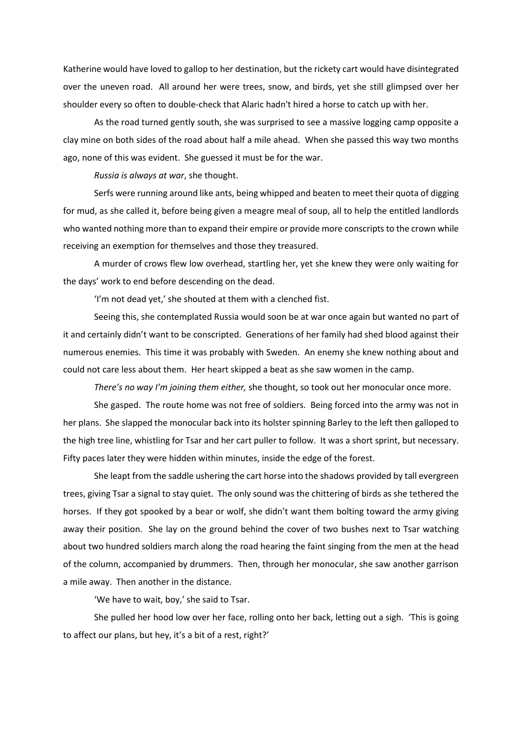Katherine would have loved to gallop to her destination, but the rickety cart would have disintegrated over the uneven road. All around her were trees, snow, and birds, yet she still glimpsed over her shoulder every so often to double-check that Alaric hadn't hired a horse to catch up with her.

As the road turned gently south, she was surprised to see a massive logging camp opposite a clay mine on both sides of the road about half a mile ahead. When she passed this way two months ago, none of this was evident. She guessed it must be for the war.

*Russia is always at war*, she thought.

Serfs were running around like ants, being whipped and beaten to meet their quota of digging for mud, as she called it, before being given a meagre meal of soup, all to help the entitled landlords who wanted nothing more than to expand their empire or provide more conscripts to the crown while receiving an exemption for themselves and those they treasured.

A murder of crows flew low overhead, startling her, yet she knew they were only waiting for the days' work to end before descending on the dead.

'I'm not dead yet,' she shouted at them with a clenched fist.

Seeing this, she contemplated Russia would soon be at war once again but wanted no part of it and certainly didn't want to be conscripted. Generations of her family had shed blood against their numerous enemies. This time it was probably with Sweden. An enemy she knew nothing about and could not care less about them. Her heart skipped a beat as she saw women in the camp.

*There's no way I'm joining them either,* she thought, so took out her monocular once more.

She gasped. The route home was not free of soldiers. Being forced into the army was not in her plans. She slapped the monocular back into its holster spinning Barley to the left then galloped to the high tree line, whistling for Tsar and her cart puller to follow. It was a short sprint, but necessary. Fifty paces later they were hidden within minutes, inside the edge of the forest.

She leapt from the saddle ushering the cart horse into the shadows provided by tall evergreen trees, giving Tsar a signal to stay quiet. The only sound was the chittering of birds as she tethered the horses. If they got spooked by a bear or wolf, she didn't want them bolting toward the army giving away their position. She lay on the ground behind the cover of two bushes next to Tsar watching about two hundred soldiers march along the road hearing the faint singing from the men at the head of the column, accompanied by drummers. Then, through her monocular, she saw another garrison a mile away. Then another in the distance.

'We have to wait, boy,' she said to Tsar.

She pulled her hood low over her face, rolling onto her back, letting out a sigh. 'This is going to affect our plans, but hey, it's a bit of a rest, right?'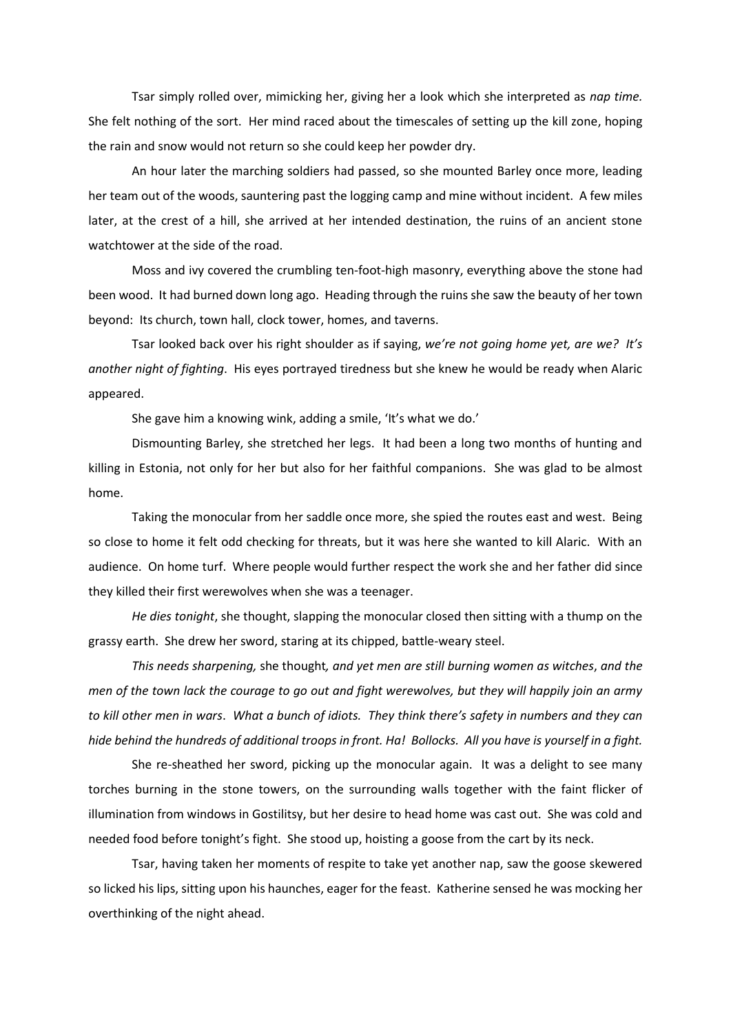Tsar simply rolled over, mimicking her, giving her a look which she interpreted as *nap time.* She felt nothing of the sort. Her mind raced about the timescales of setting up the kill zone, hoping the rain and snow would not return so she could keep her powder dry.

An hour later the marching soldiers had passed, so she mounted Barley once more, leading her team out of the woods, sauntering past the logging camp and mine without incident. A few miles later, at the crest of a hill, she arrived at her intended destination, the ruins of an ancient stone watchtower at the side of the road.

Moss and ivy covered the crumbling ten-foot-high masonry, everything above the stone had been wood. It had burned down long ago. Heading through the ruins she saw the beauty of her town beyond: Its church, town hall, clock tower, homes, and taverns.

Tsar looked back over his right shoulder as if saying, *we're not going home yet, are we? It's another night of fighting*. His eyes portrayed tiredness but she knew he would be ready when Alaric appeared.

She gave him a knowing wink, adding a smile, 'It's what we do.'

Dismounting Barley, she stretched her legs. It had been a long two months of hunting and killing in Estonia, not only for her but also for her faithful companions. She was glad to be almost home.

Taking the monocular from her saddle once more, she spied the routes east and west. Being so close to home it felt odd checking for threats, but it was here she wanted to kill Alaric. With an audience. On home turf. Where people would further respect the work she and her father did since they killed their first werewolves when she was a teenager.

*He dies tonight*, she thought, slapping the monocular closed then sitting with a thump on the grassy earth. She drew her sword, staring at its chipped, battle-weary steel.

*This needs sharpening,* she thought*, and yet men are still burning women as witches*, *and the men of the town lack the courage to go out and fight werewolves, but they will happily join an army to kill other men in wars*. *What a bunch of idiots. They think there's safety in numbers and they can hide behind the hundreds of additional troops in front. Ha! Bollocks. All you have is yourself in a fight.*

She re-sheathed her sword, picking up the monocular again. It was a delight to see many torches burning in the stone towers, on the surrounding walls together with the faint flicker of illumination from windows in Gostilitsy, but her desire to head home was cast out. She was cold and needed food before tonight's fight. She stood up, hoisting a goose from the cart by its neck.

Tsar, having taken her moments of respite to take yet another nap, saw the goose skewered so licked his lips, sitting upon his haunches, eager for the feast. Katherine sensed he was mocking her overthinking of the night ahead.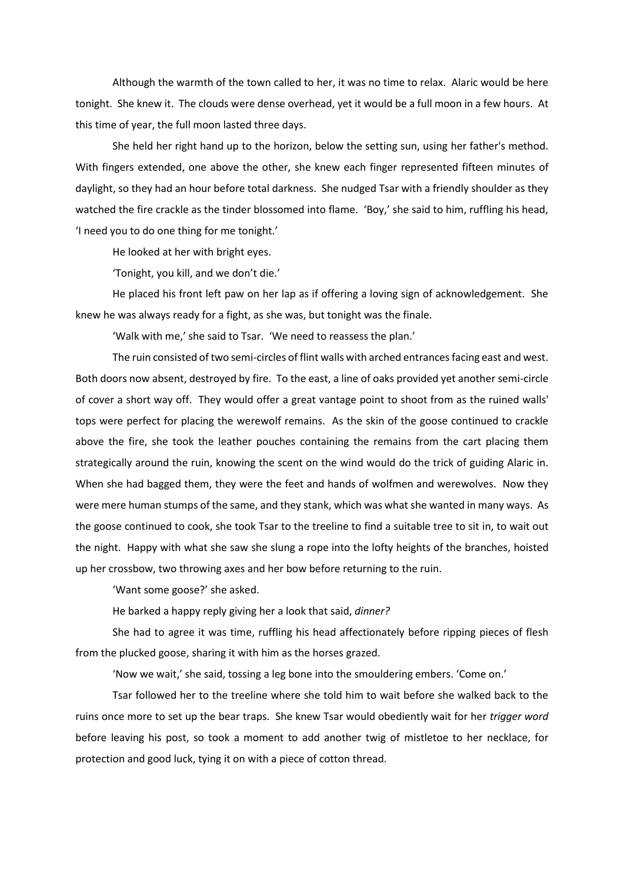Although the warmth of the town called to her, it was no time to relax. Alaric would be here tonight. She knew it. The clouds were dense overhead, yet it would be a full moon in a few hours. At this time of year, the full moon lasted three days.

She held her right hand up to the horizon, below the setting sun, using her father's method. With fingers extended, one above the other, she knew each finger represented fifteen minutes of daylight, so they had an hour before total darkness. She nudged Tsar with a friendly shoulder as they watched the fire crackle as the tinder blossomed into flame. 'Boy,' she said to him, ruffling his head, 'I need you to do one thing for me tonight.'

He looked at her with bright eyes.

'Tonight, you kill, and we don't die.'

He placed his front left paw on her lap as if offering a loving sign of acknowledgement. She knew he was always ready for a fight, as she was, but tonight was the finale.

'Walk with me,' she said to Tsar. 'We need to reassess the plan.'

The ruin consisted of two semi-circles of flint walls with arched entrances facing east and west. Both doors now absent, destroyed by fire. To the east, a line of oaks provided yet another semi-circle of cover a short way off. They would offer a great vantage point to shoot from as the ruined walls' tops were perfect for placing the werewolf remains. As the skin of the goose continued to crackle above the fire, she took the leather pouches containing the remains from the cart placing them strategically around the ruin, knowing the scent on the wind would do the trick of guiding Alaric in. When she had bagged them, they were the feet and hands of wolfmen and werewolves. Now they were mere human stumps of the same, and they stank, which was what she wanted in many ways. As the goose continued to cook, she took Tsar to the treeline to find a suitable tree to sit in, to wait out the night. Happy with what she saw she slung a rope into the lofty heights of the branches, hoisted up her crossbow, two throwing axes and her bow before returning to the ruin.

'Want some goose?' she asked.

He barked a happy reply giving her a look that said, *dinner?*

She had to agree it was time, ruffling his head affectionately before ripping pieces of flesh from the plucked goose, sharing it with him as the horses grazed.

'Now we wait,' she said, tossing a leg bone into the smouldering embers. 'Come on.'

Tsar followed her to the treeline where she told him to wait before she walked back to the ruins once more to set up the bear traps. She knew Tsar would obediently wait for her *trigger word* before leaving his post, so took a moment to add another twig of mistletoe to her necklace, for protection and good luck, tying it on with a piece of cotton thread.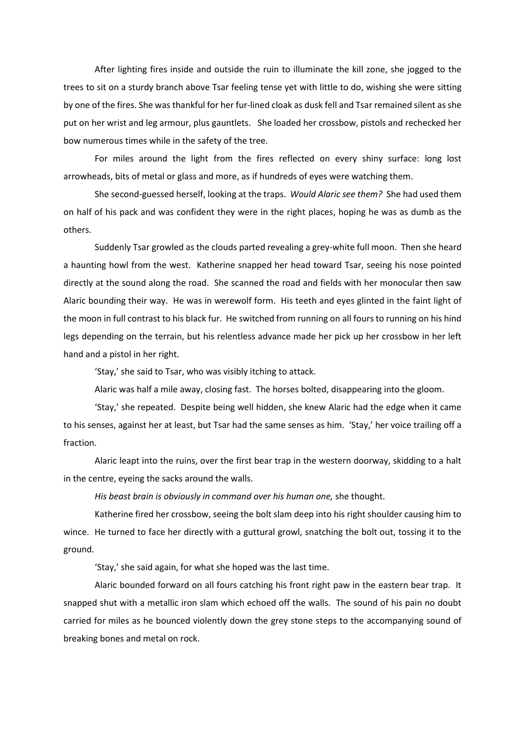After lighting fires inside and outside the ruin to illuminate the kill zone, she jogged to the trees to sit on a sturdy branch above Tsar feeling tense yet with little to do, wishing she were sitting by one of the fires. She was thankful for her fur-lined cloak as dusk fell and Tsar remained silent as she put on her wrist and leg armour, plus gauntlets. She loaded her crossbow, pistols and rechecked her bow numerous times while in the safety of the tree.

For miles around the light from the fires reflected on every shiny surface: long lost arrowheads, bits of metal or glass and more, as if hundreds of eyes were watching them.

She second-guessed herself, looking at the traps. *Would Alaric see them?* She had used them on half of his pack and was confident they were in the right places, hoping he was as dumb as the others.

Suddenly Tsar growled as the clouds parted revealing a grey-white full moon. Then she heard a haunting howl from the west. Katherine snapped her head toward Tsar, seeing his nose pointed directly at the sound along the road. She scanned the road and fields with her monocular then saw Alaric bounding their way. He was in werewolf form. His teeth and eyes glinted in the faint light of the moon in full contrast to his black fur. He switched from running on all fours to running on his hind legs depending on the terrain, but his relentless advance made her pick up her crossbow in her left hand and a pistol in her right.

'Stay,' she said to Tsar, who was visibly itching to attack.

Alaric was half a mile away, closing fast. The horses bolted, disappearing into the gloom.

'Stay,' she repeated. Despite being well hidden, she knew Alaric had the edge when it came to his senses, against her at least, but Tsar had the same senses as him. 'Stay,' her voice trailing off a fraction.

Alaric leapt into the ruins, over the first bear trap in the western doorway, skidding to a halt in the centre, eyeing the sacks around the walls.

*His beast brain is obviously in command over his human one,* she thought.

Katherine fired her crossbow, seeing the bolt slam deep into his right shoulder causing him to wince. He turned to face her directly with a guttural growl, snatching the bolt out, tossing it to the ground.

'Stay,' she said again, for what she hoped was the last time.

Alaric bounded forward on all fours catching his front right paw in the eastern bear trap. It snapped shut with a metallic iron slam which echoed off the walls. The sound of his pain no doubt carried for miles as he bounced violently down the grey stone steps to the accompanying sound of breaking bones and metal on rock.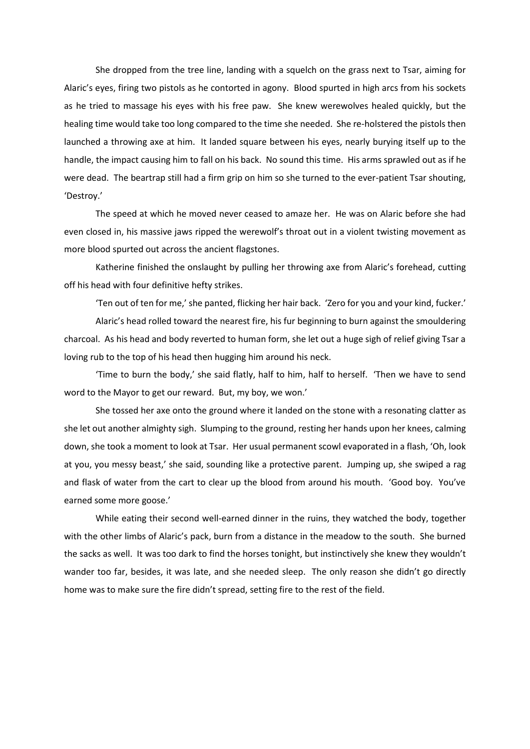She dropped from the tree line, landing with a squelch on the grass next to Tsar, aiming for Alaric's eyes, firing two pistols as he contorted in agony. Blood spurted in high arcs from his sockets as he tried to massage his eyes with his free paw. She knew werewolves healed quickly, but the healing time would take too long compared to the time she needed. She re-holstered the pistols then launched a throwing axe at him. It landed square between his eyes, nearly burying itself up to the handle, the impact causing him to fall on his back. No sound this time. His arms sprawled out as if he were dead. The beartrap still had a firm grip on him so she turned to the ever-patient Tsar shouting, 'Destroy.'

The speed at which he moved never ceased to amaze her. He was on Alaric before she had even closed in, his massive jaws ripped the werewolf's throat out in a violent twisting movement as more blood spurted out across the ancient flagstones.

Katherine finished the onslaught by pulling her throwing axe from Alaric's forehead, cutting off his head with four definitive hefty strikes.

'Ten out of ten for me,' she panted, flicking her hair back. 'Zero for you and your kind, fucker.'

Alaric's head rolled toward the nearest fire, his fur beginning to burn against the smouldering charcoal. As his head and body reverted to human form, she let out a huge sigh of relief giving Tsar a loving rub to the top of his head then hugging him around his neck.

'Time to burn the body,' she said flatly, half to him, half to herself. 'Then we have to send word to the Mayor to get our reward. But, my boy, we won.'

She tossed her axe onto the ground where it landed on the stone with a resonating clatter as she let out another almighty sigh. Slumping to the ground, resting her hands upon her knees, calming down, she took a moment to look at Tsar. Her usual permanent scowl evaporated in a flash, 'Oh, look at you, you messy beast,' she said, sounding like a protective parent. Jumping up, she swiped a rag and flask of water from the cart to clear up the blood from around his mouth. 'Good boy. You've earned some more goose.'

While eating their second well-earned dinner in the ruins, they watched the body, together with the other limbs of Alaric's pack, burn from a distance in the meadow to the south. She burned the sacks as well. It was too dark to find the horses tonight, but instinctively she knew they wouldn't wander too far, besides, it was late, and she needed sleep. The only reason she didn't go directly home was to make sure the fire didn't spread, setting fire to the rest of the field.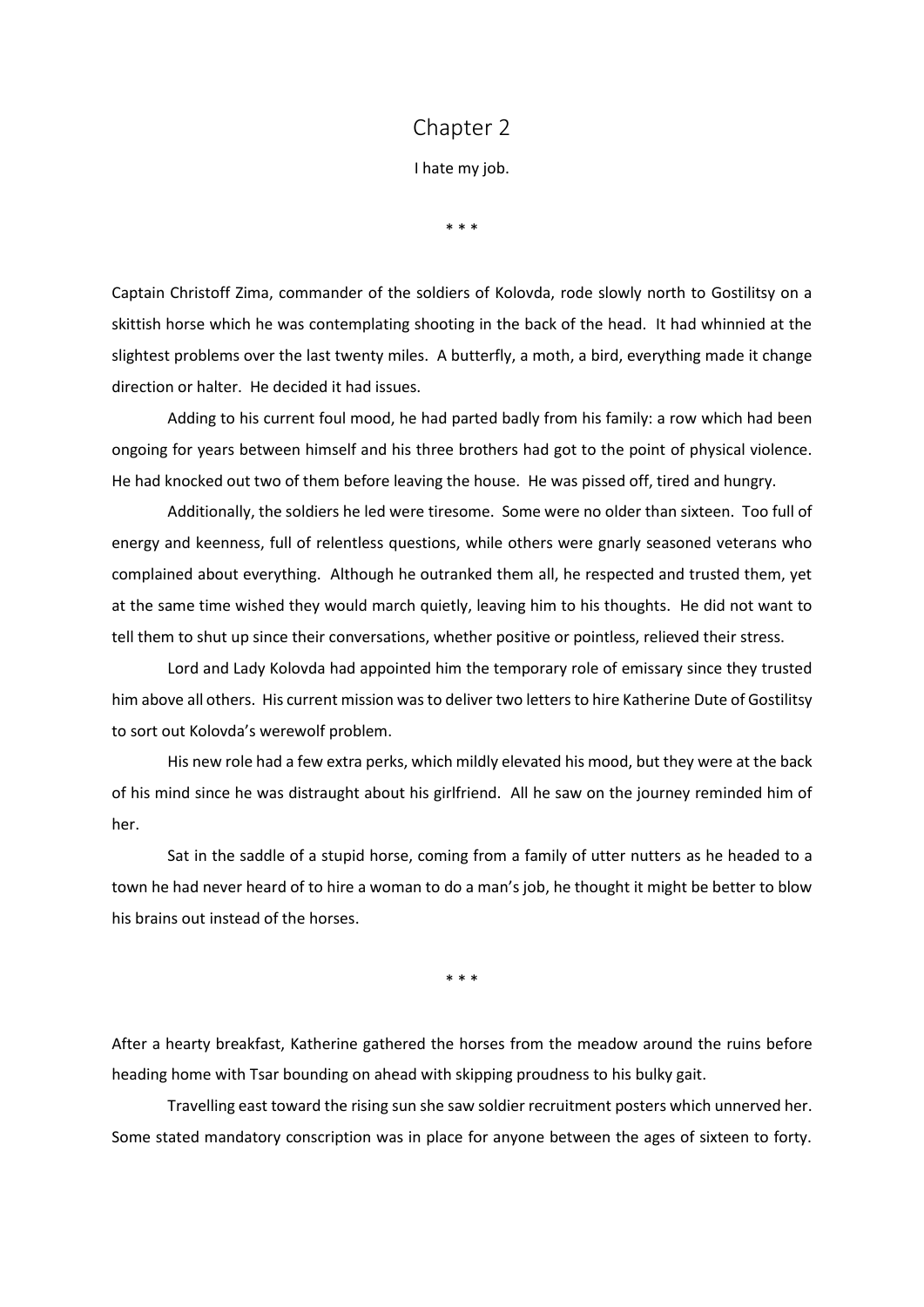# Chapter 2

I hate my job.

\* \* \*

Captain Christoff Zima, commander of the soldiers of Kolovda, rode slowly north to Gostilitsy on a skittish horse which he was contemplating shooting in the back of the head. It had whinnied at the slightest problems over the last twenty miles. A butterfly, a moth, a bird, everything made it change direction or halter. He decided it had issues.

Adding to his current foul mood, he had parted badly from his family: a row which had been ongoing for years between himself and his three brothers had got to the point of physical violence. He had knocked out two of them before leaving the house. He was pissed off, tired and hungry.

Additionally, the soldiers he led were tiresome. Some were no older than sixteen. Too full of energy and keenness, full of relentless questions, while others were gnarly seasoned veterans who complained about everything. Although he outranked them all, he respected and trusted them, yet at the same time wished they would march quietly, leaving him to his thoughts. He did not want to tell them to shut up since their conversations, whether positive or pointless, relieved their stress.

Lord and Lady Kolovda had appointed him the temporary role of emissary since they trusted him above all others. His current mission was to deliver two letters to hire Katherine Dute of Gostilitsy to sort out Kolovda's werewolf problem.

His new role had a few extra perks, which mildly elevated his mood, but they were at the back of his mind since he was distraught about his girlfriend. All he saw on the journey reminded him of her.

Sat in the saddle of a stupid horse, coming from a family of utter nutters as he headed to a town he had never heard of to hire a woman to do a man's job, he thought it might be better to blow his brains out instead of the horses.

\* \* \*

After a hearty breakfast, Katherine gathered the horses from the meadow around the ruins before heading home with Tsar bounding on ahead with skipping proudness to his bulky gait.

Travelling east toward the rising sun she saw soldier recruitment posters which unnerved her. Some stated mandatory conscription was in place for anyone between the ages of sixteen to forty.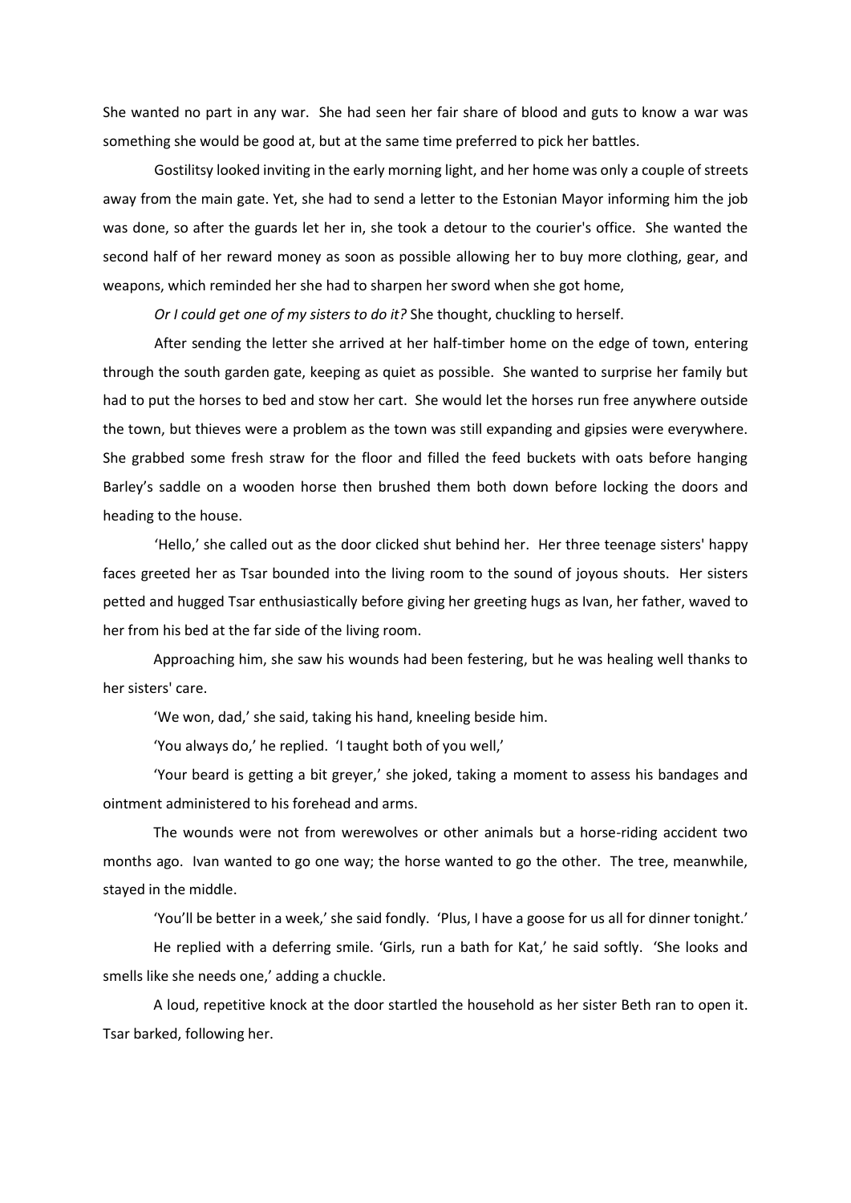She wanted no part in any war. She had seen her fair share of blood and guts to know a war was something she would be good at, but at the same time preferred to pick her battles.

Gostilitsy looked inviting in the early morning light, and her home was only a couple of streets away from the main gate. Yet, she had to send a letter to the Estonian Mayor informing him the job was done, so after the guards let her in, she took a detour to the courier's office. She wanted the second half of her reward money as soon as possible allowing her to buy more clothing, gear, and weapons, which reminded her she had to sharpen her sword when she got home,

*Or I could get one of my sisters to do it?* She thought, chuckling to herself.

After sending the letter she arrived at her half-timber home on the edge of town, entering through the south garden gate, keeping as quiet as possible. She wanted to surprise her family but had to put the horses to bed and stow her cart. She would let the horses run free anywhere outside the town, but thieves were a problem as the town was still expanding and gipsies were everywhere. She grabbed some fresh straw for the floor and filled the feed buckets with oats before hanging Barley's saddle on a wooden horse then brushed them both down before locking the doors and heading to the house.

'Hello,' she called out as the door clicked shut behind her. Her three teenage sisters' happy faces greeted her as Tsar bounded into the living room to the sound of joyous shouts. Her sisters petted and hugged Tsar enthusiastically before giving her greeting hugs as Ivan, her father, waved to her from his bed at the far side of the living room.

Approaching him, she saw his wounds had been festering, but he was healing well thanks to her sisters' care.

'We won, dad,' she said, taking his hand, kneeling beside him.

'You always do,' he replied. 'I taught both of you well,'

'Your beard is getting a bit greyer,' she joked, taking a moment to assess his bandages and ointment administered to his forehead and arms.

The wounds were not from werewolves or other animals but a horse-riding accident two months ago. Ivan wanted to go one way; the horse wanted to go the other. The tree, meanwhile, stayed in the middle.

'You'll be better in a week,' she said fondly. 'Plus, I have a goose for us all for dinner tonight.'

He replied with a deferring smile. 'Girls, run a bath for Kat,' he said softly. 'She looks and smells like she needs one,' adding a chuckle.

A loud, repetitive knock at the door startled the household as her sister Beth ran to open it. Tsar barked, following her.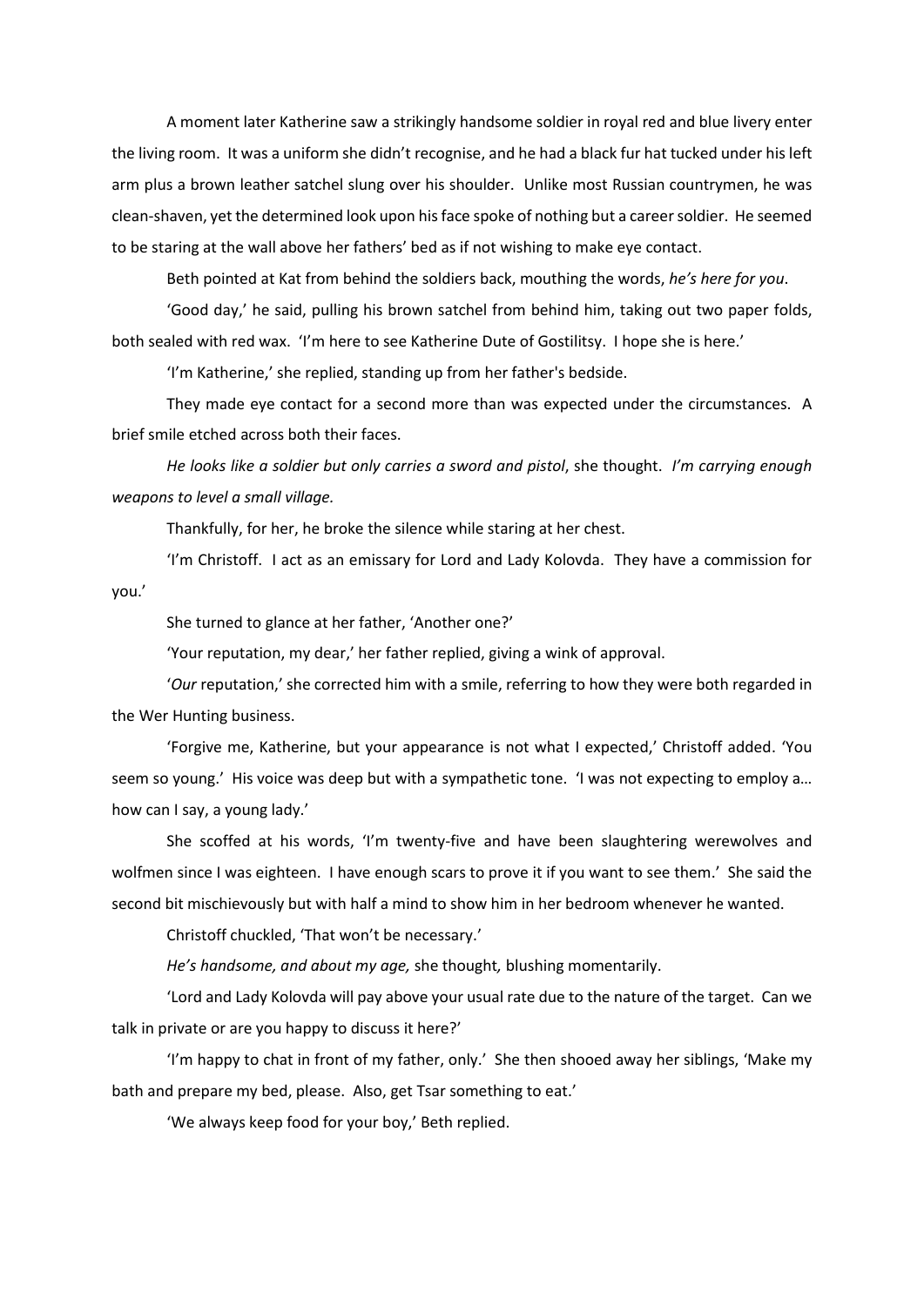A moment later Katherine saw a strikingly handsome soldier in royal red and blue livery enter the living room. It was a uniform she didn't recognise, and he had a black fur hat tucked under his left arm plus a brown leather satchel slung over his shoulder. Unlike most Russian countrymen, he was clean-shaven, yet the determined look upon his face spoke of nothing but a career soldier. He seemed to be staring at the wall above her fathers' bed as if not wishing to make eye contact.

Beth pointed at Kat from behind the soldiers back, mouthing the words, *he's here for you*.

'Good day,' he said, pulling his brown satchel from behind him, taking out two paper folds, both sealed with red wax. 'I'm here to see Katherine Dute of Gostilitsy. I hope she is here.'

'I'm Katherine,' she replied, standing up from her father's bedside.

They made eye contact for a second more than was expected under the circumstances. A brief smile etched across both their faces.

*He looks like a soldier but only carries a sword and pistol*, she thought. *I'm carrying enough weapons to level a small village.*

Thankfully, for her, he broke the silence while staring at her chest.

'I'm Christoff. I act as an emissary for Lord and Lady Kolovda. They have a commission for you.'

She turned to glance at her father, 'Another one?'

'Your reputation, my dear,' her father replied, giving a wink of approval.

'*Our* reputation,' she corrected him with a smile, referring to how they were both regarded in the Wer Hunting business.

'Forgive me, Katherine, but your appearance is not what I expected,' Christoff added. 'You seem so young.' His voice was deep but with a sympathetic tone. 'I was not expecting to employ a… how can I say, a young lady.'

She scoffed at his words, 'I'm twenty-five and have been slaughtering werewolves and wolfmen since I was eighteen. I have enough scars to prove it if you want to see them.' She said the second bit mischievously but with half a mind to show him in her bedroom whenever he wanted.

Christoff chuckled, 'That won't be necessary.'

*He's handsome, and about my age,* she thought*,* blushing momentarily.

'Lord and Lady Kolovda will pay above your usual rate due to the nature of the target. Can we talk in private or are you happy to discuss it here?'

'I'm happy to chat in front of my father, only.' She then shooed away her siblings, 'Make my bath and prepare my bed, please. Also, get Tsar something to eat.'

'We always keep food for your boy,' Beth replied.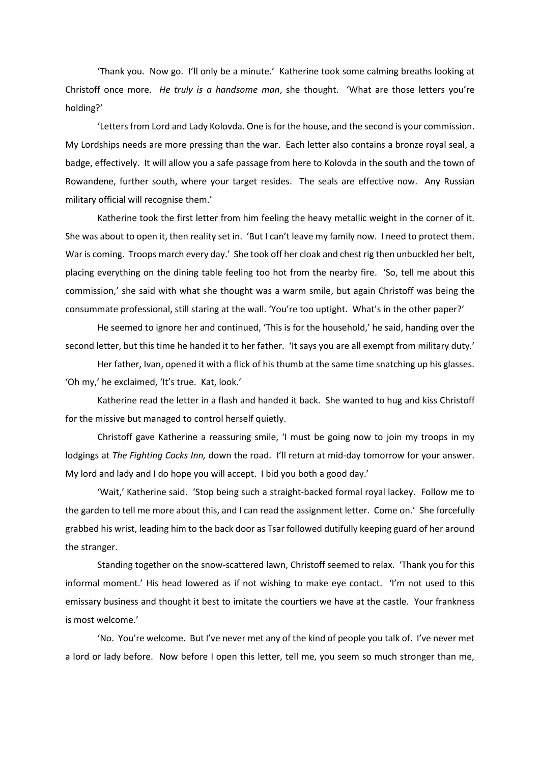'Thank you. Now go. I'll only be a minute.' Katherine took some calming breaths looking at Christoff once more. *He truly is a handsome man*, she thought. 'What are those letters you're holding?'

'Letters from Lord and Lady Kolovda. One is for the house, and the second is your commission. My Lordships needs are more pressing than the war. Each letter also contains a bronze royal seal, a badge, effectively. It will allow you a safe passage from here to Kolovda in the south and the town of Rowandene, further south, where your target resides. The seals are effective now. Any Russian military official will recognise them.'

Katherine took the first letter from him feeling the heavy metallic weight in the corner of it. She was about to open it, then reality set in. 'But I can't leave my family now. I need to protect them. War is coming. Troops march every day.' She took off her cloak and chest rig then unbuckled her belt, placing everything on the dining table feeling too hot from the nearby fire. 'So, tell me about this commission,' she said with what she thought was a warm smile, but again Christoff was being the consummate professional, still staring at the wall. 'You're too uptight. What's in the other paper?'

He seemed to ignore her and continued, 'This is for the household,' he said, handing over the second letter, but this time he handed it to her father. 'It says you are all exempt from military duty.'

Her father, Ivan, opened it with a flick of his thumb at the same time snatching up his glasses. 'Oh my,' he exclaimed, 'It's true. Kat, look.'

Katherine read the letter in a flash and handed it back. She wanted to hug and kiss Christoff for the missive but managed to control herself quietly.

Christoff gave Katherine a reassuring smile, 'I must be going now to join my troops in my lodgings at *The Fighting Cocks Inn,* down the road. I'll return at mid-day tomorrow for your answer. My lord and lady and I do hope you will accept. I bid you both a good day.'

'Wait,' Katherine said. 'Stop being such a straight-backed formal royal lackey. Follow me to the garden to tell me more about this, and I can read the assignment letter. Come on.' She forcefully grabbed his wrist, leading him to the back door as Tsar followed dutifully keeping guard of her around the stranger.

Standing together on the snow-scattered lawn, Christoff seemed to relax. 'Thank you for this informal moment.' His head lowered as if not wishing to make eye contact. 'I'm not used to this emissary business and thought it best to imitate the courtiers we have at the castle. Your frankness is most welcome.'

'No. You're welcome. But I've never met any of the kind of people you talk of. I've never met a lord or lady before. Now before I open this letter, tell me, you seem so much stronger than me,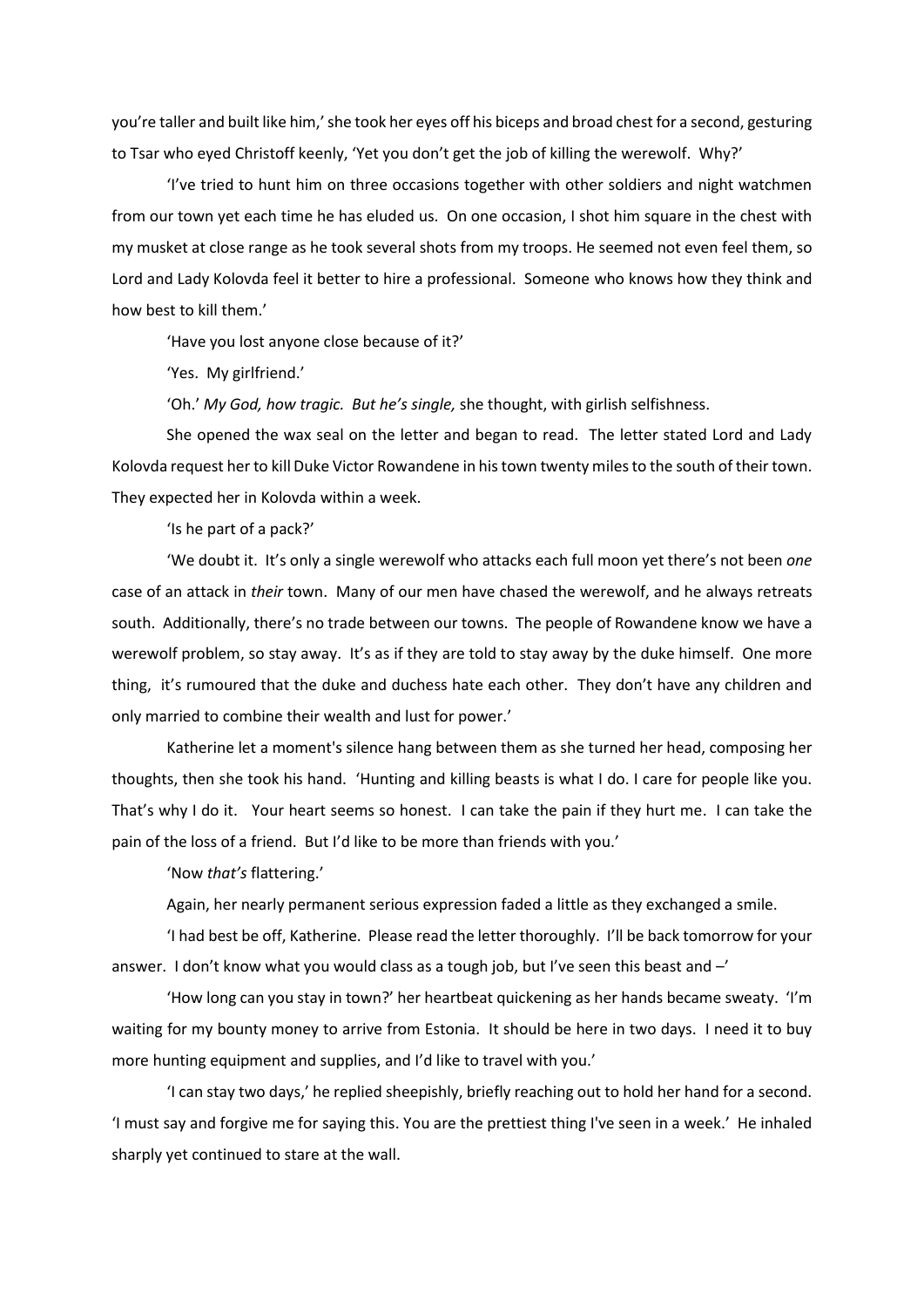you're taller and built like him,' she took her eyes off his biceps and broad chest for a second, gesturing to Tsar who eyed Christoff keenly, 'Yet you don't get the job of killing the werewolf. Why?'

'I've tried to hunt him on three occasions together with other soldiers and night watchmen from our town yet each time he has eluded us. On one occasion, I shot him square in the chest with my musket at close range as he took several shots from my troops. He seemed not even feel them, so Lord and Lady Kolovda feel it better to hire a professional. Someone who knows how they think and how best to kill them.'

'Have you lost anyone close because of it?'

'Yes. My girlfriend.'

'Oh.' *My God, how tragic. But he's single,* she thought, with girlish selfishness.

She opened the wax seal on the letter and began to read. The letter stated Lord and Lady Kolovda request her to kill Duke Victor Rowandene in his town twenty miles to the south of their town. They expected her in Kolovda within a week.

'Is he part of a pack?'

'We doubt it. It's only a single werewolf who attacks each full moon yet there's not been *one* case of an attack in *their* town. Many of our men have chased the werewolf, and he always retreats south. Additionally, there's no trade between our towns. The people of Rowandene know we have a werewolf problem, so stay away. It's as if they are told to stay away by the duke himself. One more thing, it's rumoured that the duke and duchess hate each other. They don't have any children and only married to combine their wealth and lust for power.'

Katherine let a moment's silence hang between them as she turned her head, composing her thoughts, then she took his hand. 'Hunting and killing beasts is what I do. I care for people like you. That's why I do it. Your heart seems so honest. I can take the pain if they hurt me. I can take the pain of the loss of a friend. But I'd like to be more than friends with you.'

'Now *that's* flattering.'

Again, her nearly permanent serious expression faded a little as they exchanged a smile.

'I had best be off, Katherine. Please read the letter thoroughly. I'll be back tomorrow for your answer. I don't know what you would class as a tough job, but I've seen this beast and –'

'How long can you stay in town?' her heartbeat quickening as her hands became sweaty. 'I'm waiting for my bounty money to arrive from Estonia. It should be here in two days. I need it to buy more hunting equipment and supplies, and I'd like to travel with you.'

'I can stay two days,' he replied sheepishly, briefly reaching out to hold her hand for a second. 'I must say and forgive me for saying this. You are the prettiest thing I've seen in a week.' He inhaled sharply yet continued to stare at the wall.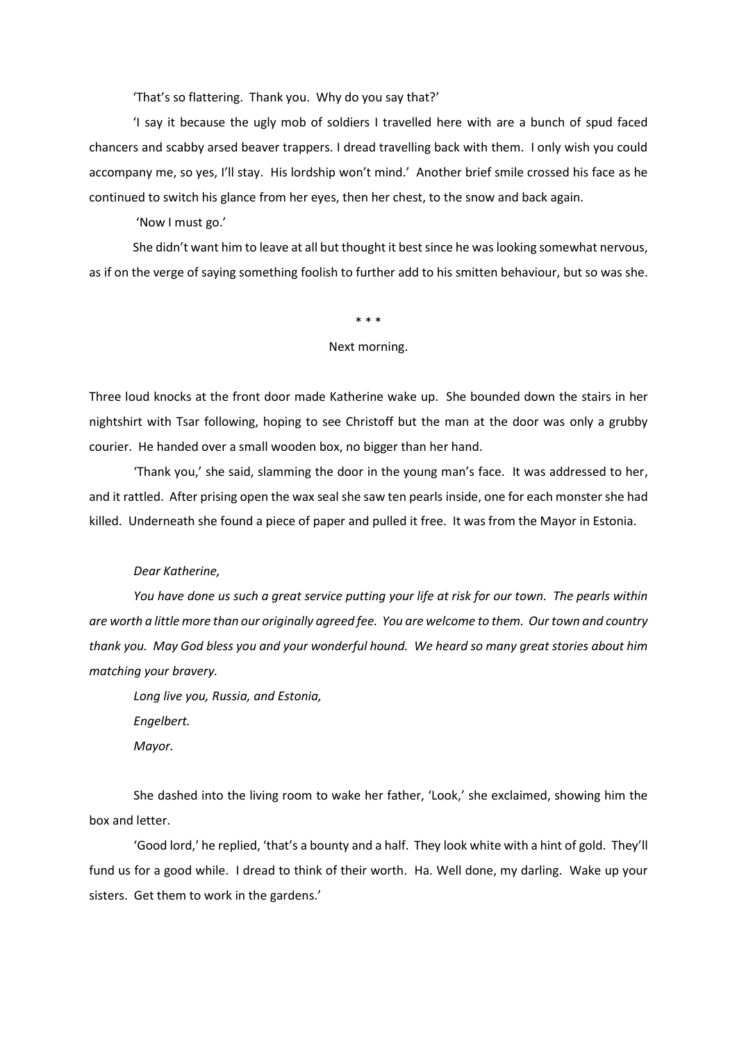'That's so flattering. Thank you. Why do you say that?'

'I say it because the ugly mob of soldiers I travelled here with are a bunch of spud faced chancers and scabby arsed beaver trappers. I dread travelling back with them. I only wish you could accompany me, so yes, I'll stay. His lordship won't mind.' Another brief smile crossed his face as he continued to switch his glance from her eyes, then her chest, to the snow and back again.

'Now I must go.'

She didn't want him to leave at all but thought it best since he was looking somewhat nervous, as if on the verge of saying something foolish to further add to his smitten behaviour, but so was she.

\* \* \*

Next morning.

Three loud knocks at the front door made Katherine wake up. She bounded down the stairs in her nightshirt with Tsar following, hoping to see Christoff but the man at the door was only a grubby courier. He handed over a small wooden box, no bigger than her hand.

'Thank you,' she said, slamming the door in the young man's face. It was addressed to her, and it rattled. After prising open the wax seal she saw ten pearls inside, one for each monster she had killed. Underneath she found a piece of paper and pulled it free. It was from the Mayor in Estonia.

*Dear Katherine,*

*You have done us such a great service putting your life at risk for our town. The pearls within are worth a little more than our originally agreed fee. You are welcome to them. Our town and country thank you. May God bless you and your wonderful hound. We heard so many great stories about him matching your bravery.*

*Long live you, Russia, and Estonia,*

*Engelbert.*

*Mayor.*

She dashed into the living room to wake her father, 'Look,' she exclaimed, showing him the box and letter.

'Good lord,' he replied, 'that's a bounty and a half. They look white with a hint of gold. They'll fund us for a good while. I dread to think of their worth. Ha. Well done, my darling. Wake up your sisters. Get them to work in the gardens.'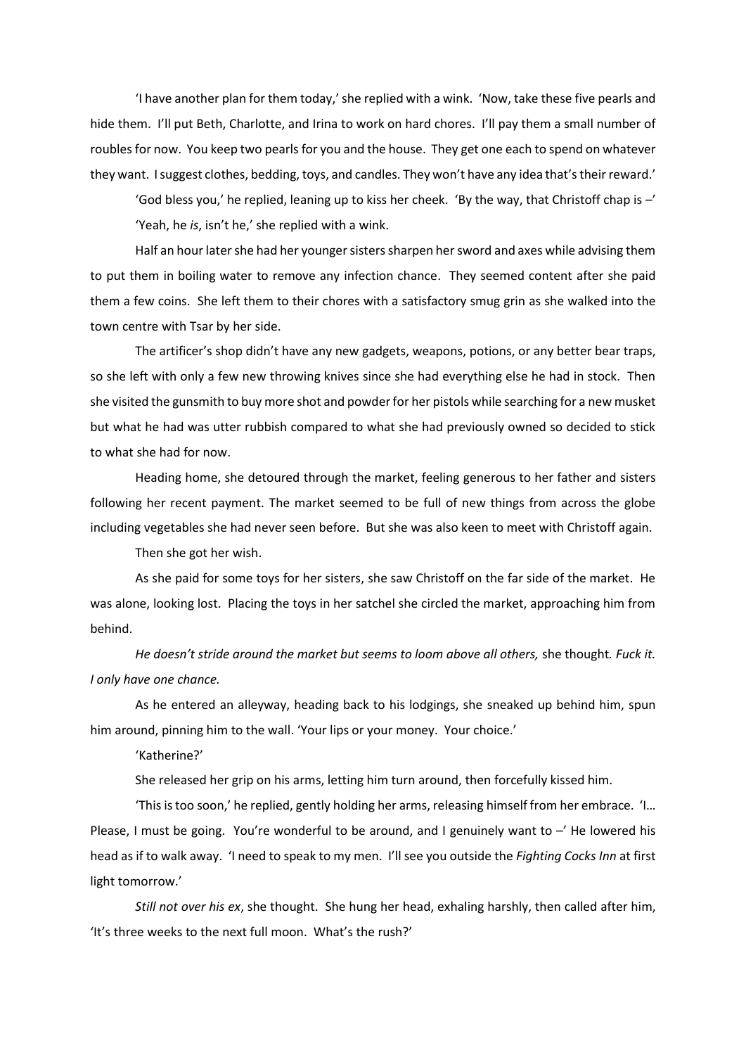'I have another plan for them today,' she replied with a wink. 'Now, take these five pearls and hide them. I'll put Beth, Charlotte, and Irina to work on hard chores. I'll pay them a small number of roubles for now. You keep two pearls for you and the house. They get one each to spend on whatever they want. I suggest clothes, bedding, toys, and candles. They won't have any idea that's their reward.'

'God bless you,' he replied, leaning up to kiss her cheek. 'By the way, that Christoff chap is –'

'Yeah, he *is*, isn't he,' she replied with a wink.

Half an hour later she had her younger sisters sharpen her sword and axes while advising them to put them in boiling water to remove any infection chance. They seemed content after she paid them a few coins. She left them to their chores with a satisfactory smug grin as she walked into the town centre with Tsar by her side.

The artificer's shop didn't have any new gadgets, weapons, potions, or any better bear traps, so she left with only a few new throwing knives since she had everything else he had in stock. Then she visited the gunsmith to buy more shot and powder for her pistols while searching for a new musket but what he had was utter rubbish compared to what she had previously owned so decided to stick to what she had for now.

Heading home, she detoured through the market, feeling generous to her father and sisters following her recent payment. The market seemed to be full of new things from across the globe including vegetables she had never seen before. But she was also keen to meet with Christoff again.

Then she got her wish.

As she paid for some toys for her sisters, she saw Christoff on the far side of the market. He was alone, looking lost. Placing the toys in her satchel she circled the market, approaching him from behind.

*He doesn't stride around the market but seems to loom above all others,* she thought. *Fuck it. I only have one chance.*

As he entered an alleyway, heading back to his lodgings, she sneaked up behind him, spun him around, pinning him to the wall. 'Your lips or your money. Your choice.'

'Katherine?'

She released her grip on his arms, letting him turn around, then forcefully kissed him.

'This is too soon,' he replied, gently holding her arms, releasing himself from her embrace. 'I… Please, I must be going. You're wonderful to be around, and I genuinely want to –' He lowered his head as if to walk away. 'I need to speak to my men. I'll see you outside the *Fighting Cocks Inn* at first light tomorrow.'

*Still not over his ex*, she thought. She hung her head, exhaling harshly, then called after him, 'It's three weeks to the next full moon. What's the rush?'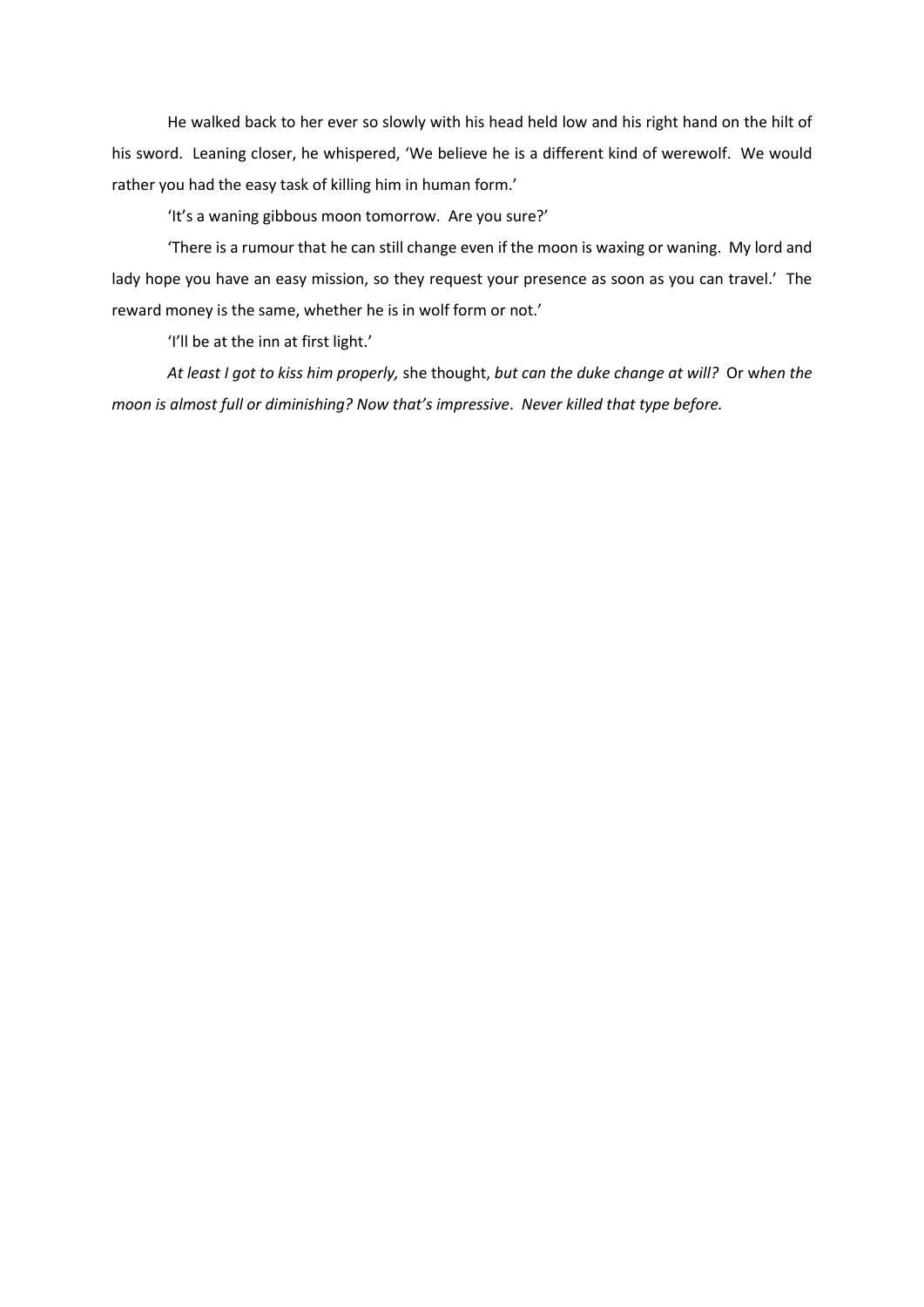He walked back to her ever so slowly with his head held low and his right hand on the hilt of his sword. Leaning closer, he whispered, 'We believe he is a different kind of werewolf. We would rather you had the easy task of killing him in human form.'

'It's a waning gibbous moon tomorrow. Are you sure?'

'There is a rumour that he can still change even if the moon is waxing or waning. My lord and lady hope you have an easy mission, so they request your presence as soon as you can travel.' The reward money is the same, whether he is in wolf form or not.'

'I'll be at the inn at first light.'

*At least I got to kiss him properly,* she thought, *but can the duke change at will?* Or w*hen the moon is almost full or diminishing? Now that's impressive*. *Never killed that type before.*